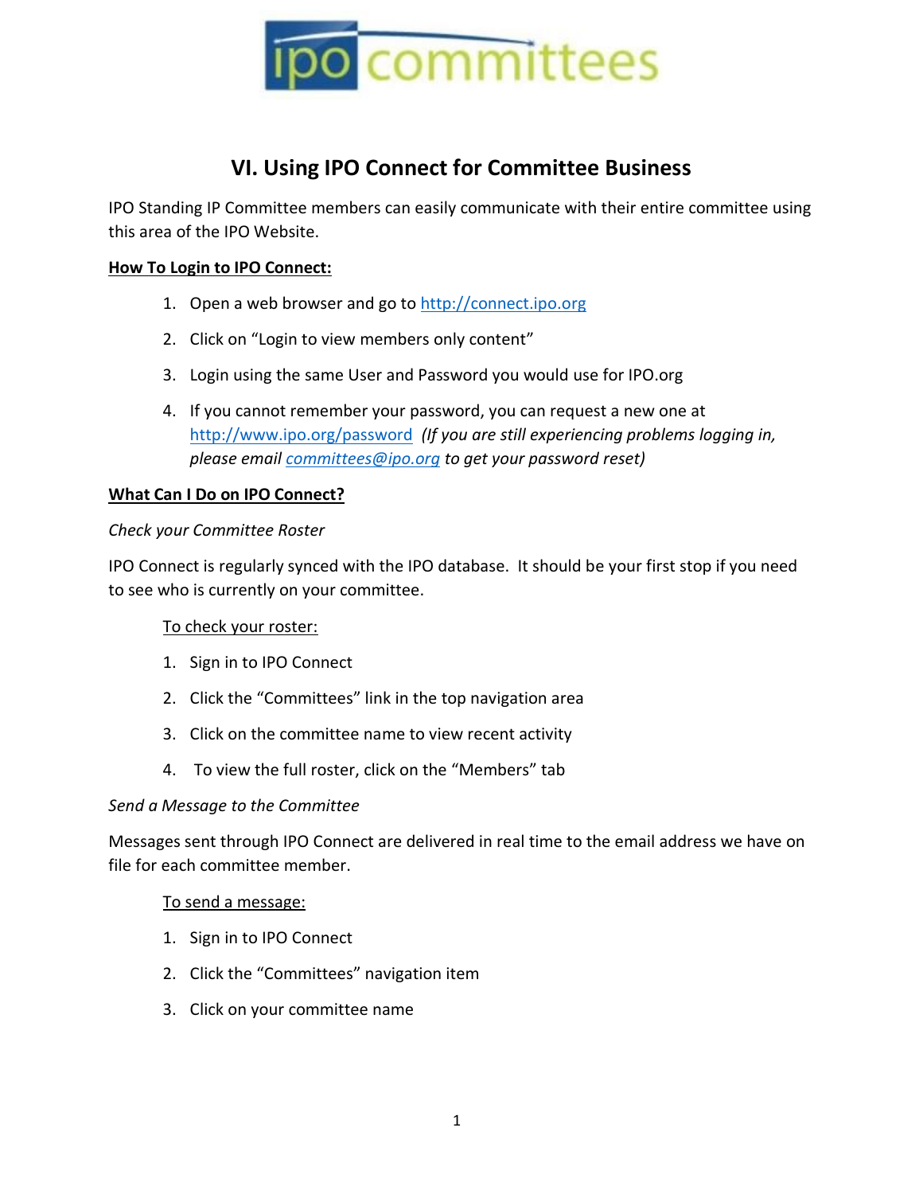ipo committees

# VI. Using IPO Connect for Committee Business

IPO Standing IP Committee members can easily communicate with their entire committee using this area of the IPO Website.

**How To Login to IPO Connect:**

1. Open a web browser and go to http://connect.ipo.org
2. Click on "Login to view members only content"
3. Login using the same User and Password you would use for IPO.org
4. If you cannot remember your password, you can request a new one at http://www.ipo.org/password *(If you are still experiencing problems logging in, please email committees@ipo.org to get your password reset)*

**What Can I Do on IPO Connect?**

*Check your Committee Roster*

IPO Connect is regularly synced with the IPO database. It should be your first stop if you need to see who is currently on your committee.

To check your roster:

1. Sign in to IPO Connect
2. Click the "Committees" link in the top navigation area
3. Click on the committee name to view recent activity
4. To view the full roster, click on the "Members" tab

*Send a Message to the Committee*

Messages sent through IPO Connect are delivered in real time to the email address we have on file for each committee member.

To send a message:

1. Sign in to IPO Connect
2. Click the "Committees" navigation item
3. Click on your committee name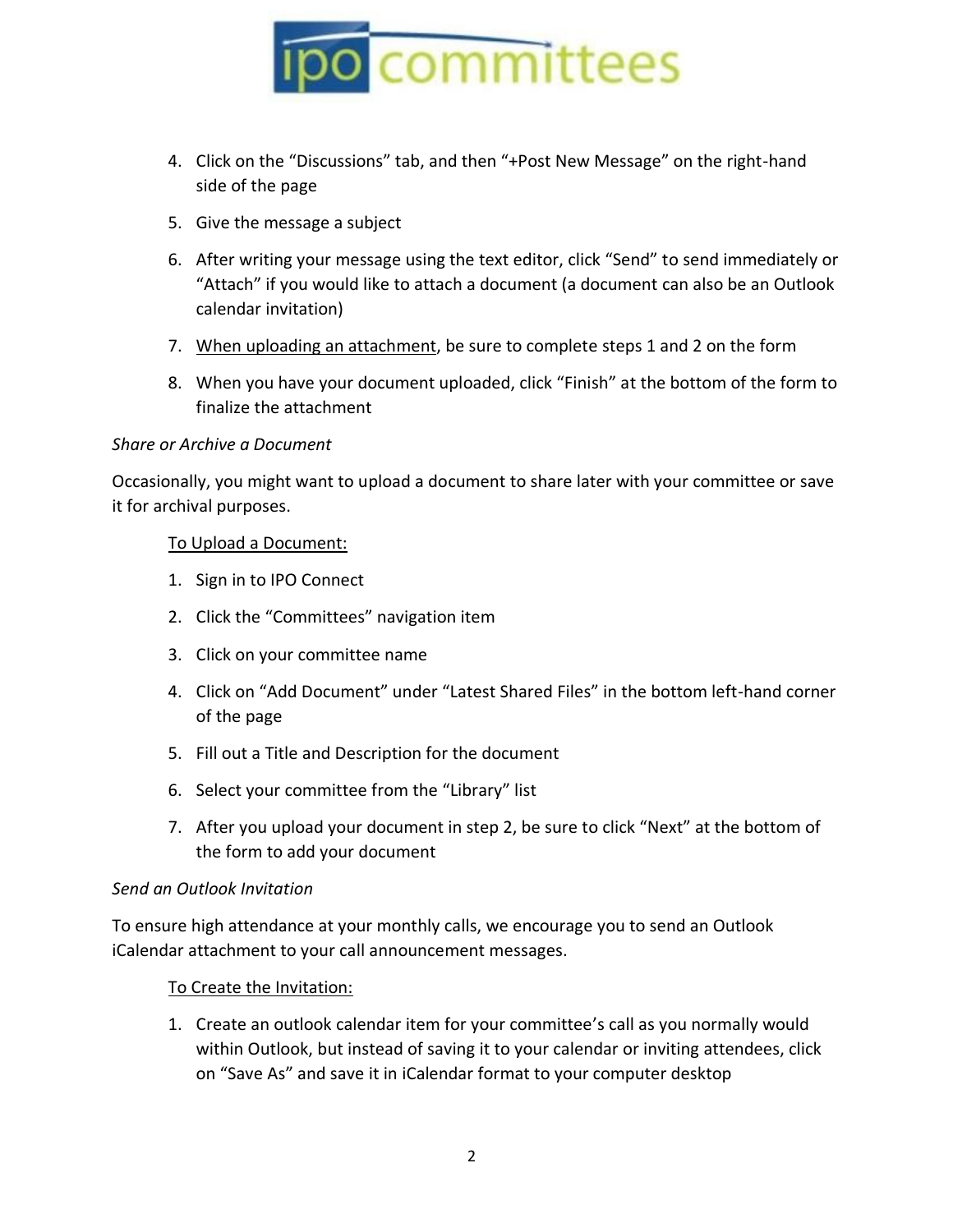4. Click on the "Discussions" tab, and then "+Post New Message" on the right-hand side of the page
5. Give the message a subject
6. After writing your message using the text editor, click "Send" to send immediately or "Attach" if you would like to attach a document (a document can also be an Outlook calendar invitation)
7. When uploading an attachment, be sure to complete steps 1 and 2 on the form
8. When you have your document uploaded, click "Finish" at the bottom of the form to finalize the attachment

*Share or Archive a Document*

Occasionally, you might want to upload a document to share later with your committee or save it for archival purposes.

To Upload a Document:

1. Sign in to IPO Connect
2. Click the "Committees" navigation item
3. Click on your committee name
4. Click on "Add Document" under "Latest Shared Files" in the bottom left-hand corner of the page
5. Fill out a Title and Description for the document
6. Select your committee from the "Library" list
7. After you upload your document in step 2, be sure to click "Next" at the bottom of the form to add your document

*Send an Outlook Invitation*

To ensure high attendance at your monthly calls, we encourage you to send an Outlook iCalendar attachment to your call announcement messages.

To Create the Invitation:

1. Create an outlook calendar item for your committee's call as you normally would within Outlook, but instead of saving it to your calendar or inviting attendees, click on "Save As" and save it in iCalendar format to your computer desktop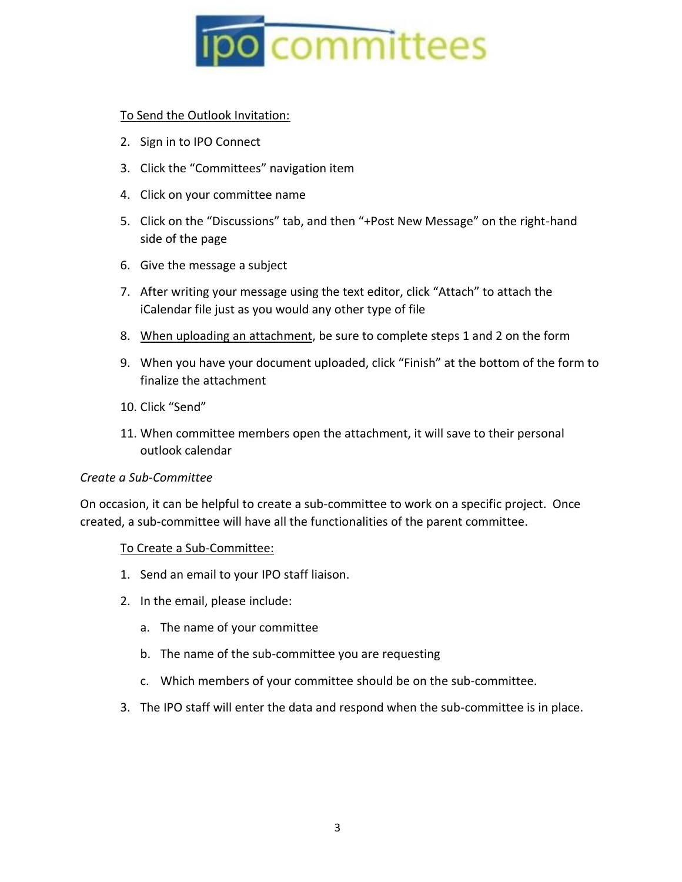<u>To Send the Outlook Invitation:</u>

2. Sign in to IPO Connect
3. Click the “Committees” navigation item
4. Click on your committee name
5. Click on the “Discussions” tab, and then “+Post New Message” on the right-hand side of the page
6. Give the message a subject
7. After writing your message using the text editor, click “Attach” to attach the iCalendar file just as you would any other type of file
8. <u>When uploading an attachment</u>, be sure to complete steps 1 and 2 on the form
9. When you have your document uploaded, click “Finish” at the bottom of the form to finalize the attachment
10. Click “Send”
11. When committee members open the attachment, it will save to their personal outlook calendar

*Create a Sub-Committee*

On occasion, it can be helpful to create a sub-committee to work on a specific project. Once created, a sub-committee will have all the functionalities of the parent committee.

<u>To Create a Sub-Committee:</u>

1. Send an email to your IPO staff liaison.
2. In the email, please include:
   a. The name of your committee
   b. The name of the sub-committee you are requesting
   c. Which members of your committee should be on the sub-committee.
3. The IPO staff will enter the data and respond when the sub-committee is in place.